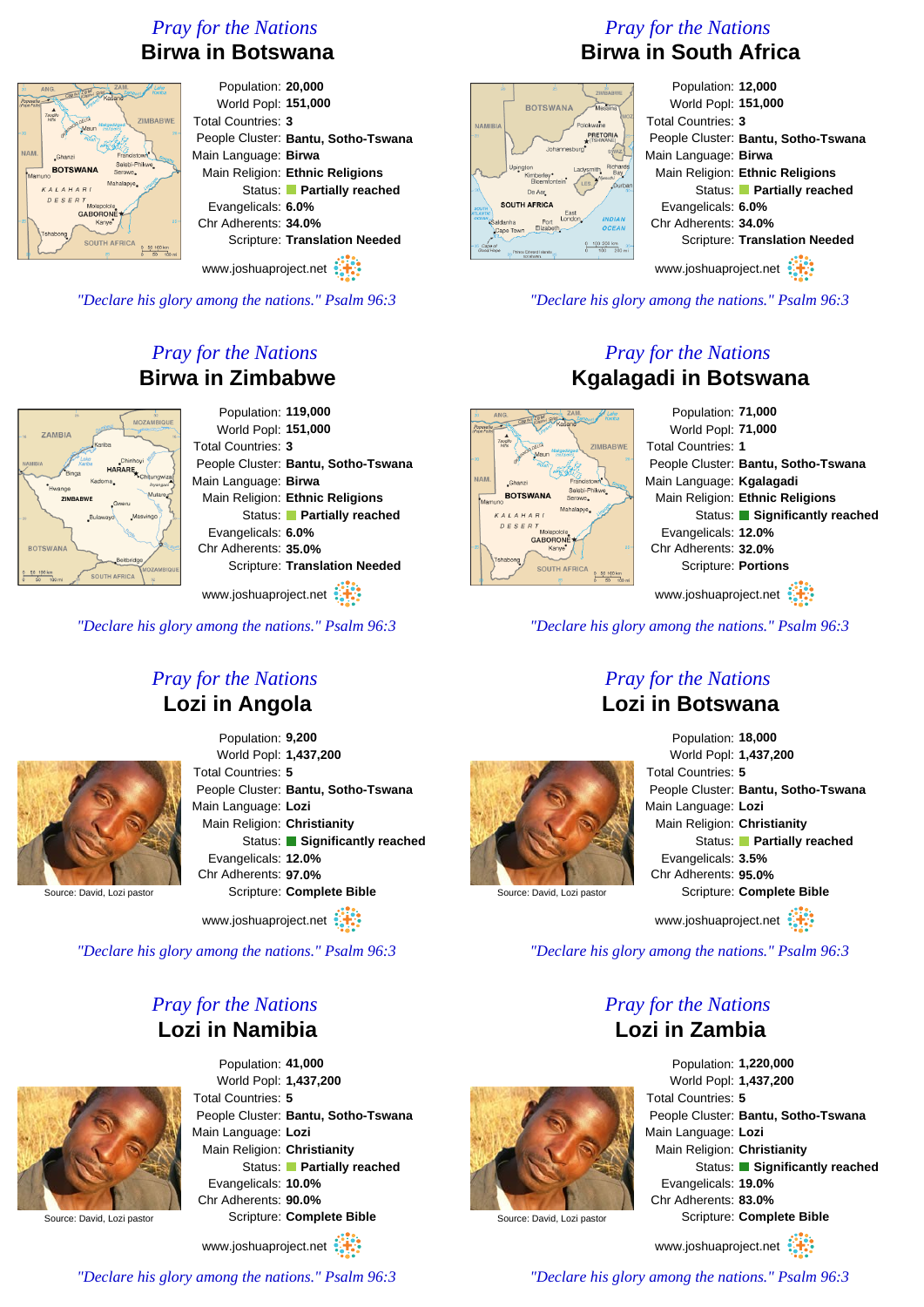## Pray for the Nations

# Birwa in Botswana

Population: **20,000**
World Popl: **151,000**
Total Countries: **3**
People Cluster: **Bantu, Sotho-Tswana**
Main Language: **Birwa**
Main Religion: **Ethnic Religions**
Status: **Partially reached**
Evangelicals: **6.0%**
Chr Adherents: **34.0%**
Scripture: **Translation Needed**

www.joshuaproject.net

*"Declare his glory among the nations." Psalm 96:3*

## Pray for the Nations

# Birwa in South Africa

Population: **12,000**
World Popl: **151,000**
Total Countries: **3**
People Cluster: **Bantu, Sotho-Tswana**
Main Language: **Birwa**
Main Religion: **Ethnic Religions**
Status: **Partially reached**
Evangelicals: **6.0%**
Chr Adherents: **34.0%**
Scripture: **Translation Needed**

www.joshuaproject.net

*"Declare his glory among the nations." Psalm 96:3*

## Pray for the Nations

# Birwa in Zimbabwe

Population: **119,000**
World Popl: **151,000**
Total Countries: **3**
People Cluster: **Bantu, Sotho-Tswana**
Main Language: **Birwa**
Main Religion: **Ethnic Religions**
Status: **Partially reached**
Evangelicals: **6.0%**
Chr Adherents: **35.0%**
Scripture: **Translation Needed**

www.joshuaproject.net

*"Declare his glory among the nations." Psalm 96:3*

## Pray for the Nations

# Kgalagadi in Botswana

Population: **71,000**
World Popl: **71,000**
Total Countries: **1**
People Cluster: **Bantu, Sotho-Tswana**
Main Language: **Kgalagadi**
Main Religion: **Ethnic Religions**
Status: **Significantly reached**
Evangelicals: **12.0%**
Chr Adherents: **32.0%**
Scripture: **Portions**

www.joshuaproject.net

*"Declare his glory among the nations." Psalm 96:3*

## Pray for the Nations

# Lozi in Angola

Source: David, Lozi pastor

Population: **9,200**
World Popl: **1,437,200**
Total Countries: **5**
People Cluster: **Bantu, Sotho-Tswana**
Main Language: **Lozi**
Main Religion: **Christianity**
Status: **Significantly reached**
Evangelicals: **12.0%**
Chr Adherents: **97.0%**
Scripture: **Complete Bible**

www.joshuaproject.net

*"Declare his glory among the nations." Psalm 96:3*

## Pray for the Nations

# Lozi in Botswana

Source: David, Lozi pastor

Population: **18,000**
World Popl: **1,437,200**
Total Countries: **5**
People Cluster: **Bantu, Sotho-Tswana**
Main Language: **Lozi**
Main Religion: **Christianity**
Status: **Partially reached**
Evangelicals: **3.5%**
Chr Adherents: **95.0%**
Scripture: **Complete Bible**

www.joshuaproject.net

*"Declare his glory among the nations." Psalm 96:3*

## Pray for the Nations

# Lozi in Namibia

Source: David, Lozi pastor

Population: **41,000**
World Popl: **1,437,200**
Total Countries: **5**
People Cluster: **Bantu, Sotho-Tswana**
Main Language: **Lozi**
Main Religion: **Christianity**
Status: **Partially reached**
Evangelicals: **10.0%**
Chr Adherents: **90.0%**
Scripture: **Complete Bible**

www.joshuaproject.net

*"Declare his glory among the nations." Psalm 96:3*

## Pray for the Nations

# Lozi in Zambia

Source: David, Lozi pastor

Population: **1,220,000**
World Popl: **1,437,200**
Total Countries: **5**
People Cluster: **Bantu, Sotho-Tswana**
Main Language: **Lozi**
Main Religion: **Christianity**
Status: **Significantly reached**
Evangelicals: **19.0%**
Chr Adherents: **83.0%**
Scripture: **Complete Bible**

www.joshuaproject.net

*"Declare his glory among the nations." Psalm 96:3*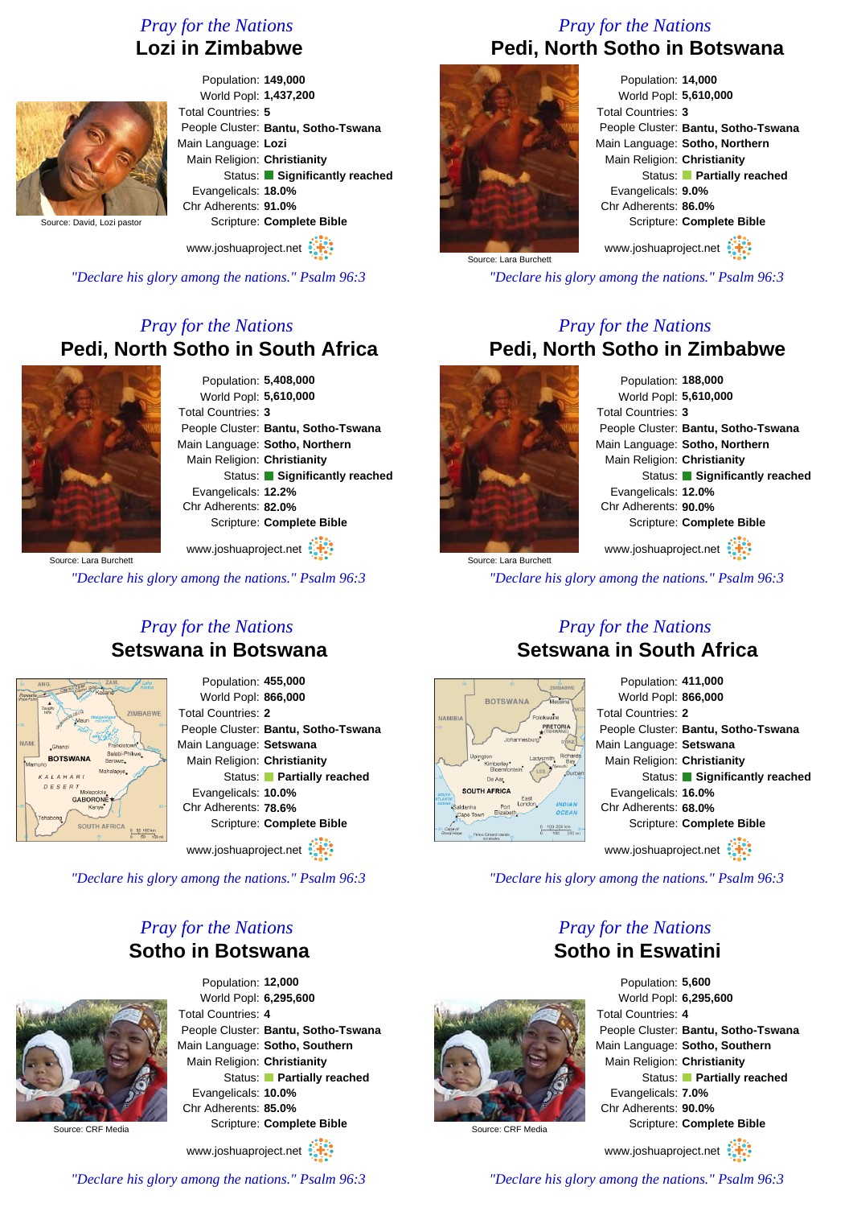## Pray for the Nations
# Lozi in Zimbabwe

Source: David, Lozi pastor

Population: **149,000**
World Popl: **1,437,200**
Total Countries: **5**
People Cluster: **Bantu, Sotho-Tswana**
Main Language: **Lozi**
Main Religion: **Christianity**
Status: **Significantly reached**
Evangelicals: **18.0%**
Chr Adherents: **91.0%**
Scripture: **Complete Bible**

www.joshuaproject.net

*"Declare his glory among the nations." Psalm 96:3*

## Pray for the Nations
# Pedi, North Sotho in Botswana

Source: Lara Burchett

Population: **14,000**
World Popl: **5,610,000**
Total Countries: **3**
People Cluster: **Bantu, Sotho-Tswana**
Main Language: **Sotho, Northern**
Main Religion: **Christianity**
Status: **Partially reached**
Evangelicals: **9.0%**
Chr Adherents: **86.0%**
Scripture: **Complete Bible**

www.joshuaproject.net

*"Declare his glory among the nations." Psalm 96:3*

## Pray for the Nations
# Pedi, North Sotho in South Africa

Source: Lara Burchett

Population: **5,408,000**
World Popl: **5,610,000**
Total Countries: **3**
People Cluster: **Bantu, Sotho-Tswana**
Main Language: **Sotho, Northern**
Main Religion: **Christianity**
Status: **Significantly reached**
Evangelicals: **12.2%**
Chr Adherents: **82.0%**
Scripture: **Complete Bible**

www.joshuaproject.net

*"Declare his glory among the nations." Psalm 96:3*

## Pray for the Nations
# Pedi, North Sotho in Zimbabwe

Source: Lara Burchett

Population: **188,000**
World Popl: **5,610,000**
Total Countries: **3**
People Cluster: **Bantu, Sotho-Tswana**
Main Language: **Sotho, Northern**
Main Religion: **Christianity**
Status: **Significantly reached**
Evangelicals: **12.0%**
Chr Adherents: **90.0%**
Scripture: **Complete Bible**

www.joshuaproject.net

*"Declare his glory among the nations." Psalm 96:3*

## Pray for the Nations
# Setswana in Botswana

Population: **455,000**
World Popl: **866,000**
Total Countries: **2**
People Cluster: **Bantu, Sotho-Tswana**
Main Language: **Setswana**
Main Religion: **Christianity**
Status: **Partially reached**
Evangelicals: **10.0%**
Chr Adherents: **78.6%**
Scripture: **Complete Bible**

www.joshuaproject.net

*"Declare his glory among the nations." Psalm 96:3*

## Pray for the Nations
# Setswana in South Africa

Population: **411,000**
World Popl: **866,000**
Total Countries: **2**
People Cluster: **Bantu, Sotho-Tswana**
Main Language: **Setswana**
Main Religion: **Christianity**
Status: **Significantly reached**
Evangelicals: **16.0%**
Chr Adherents: **68.0%**
Scripture: **Complete Bible**

www.joshuaproject.net

*"Declare his glory among the nations." Psalm 96:3*

## Pray for the Nations
# Sotho in Botswana

Source: CRF Media

Population: **12,000**
World Popl: **6,295,600**
Total Countries: **4**
People Cluster: **Bantu, Sotho-Tswana**
Main Language: **Sotho, Southern**
Main Religion: **Christianity**
Status: **Partially reached**
Evangelicals: **10.0%**
Chr Adherents: **85.0%**
Scripture: **Complete Bible**

www.joshuaproject.net

*"Declare his glory among the nations." Psalm 96:3*

## Pray for the Nations
# Sotho in Eswatini

Source: CRF Media

Population: **5,600**
World Popl: **6,295,600**
Total Countries: **4**
People Cluster: **Bantu, Sotho-Tswana**
Main Language: **Sotho, Southern**
Main Religion: **Christianity**
Status: **Partially reached**
Evangelicals: **7.0%**
Chr Adherents: **90.0%**
Scripture: **Complete Bible**

www.joshuaproject.net

*"Declare his glory among the nations." Psalm 96:3*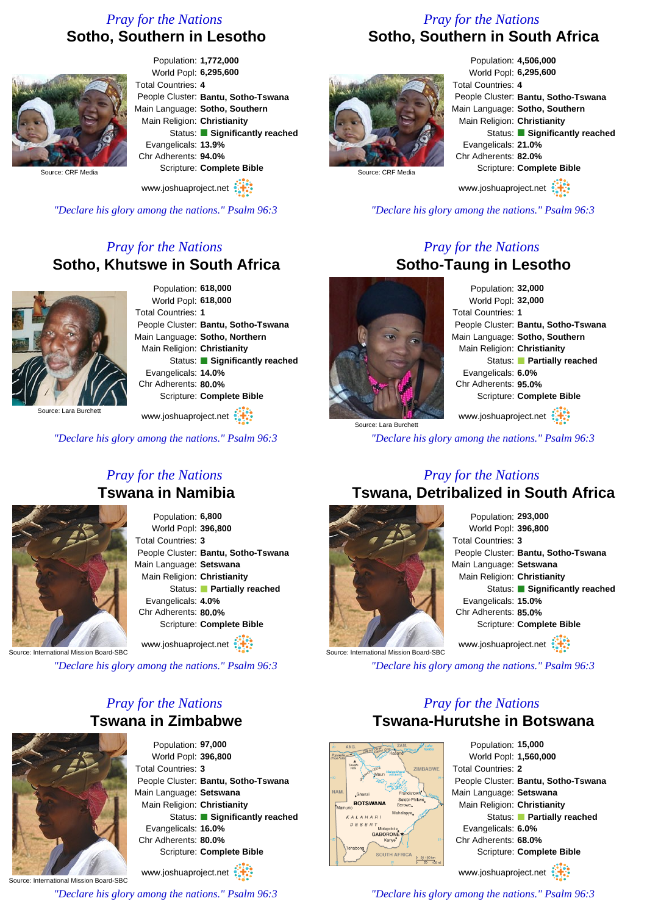*Pray for the Nations*

## Sotho, Southern in Lesotho

Source: CRF Media

Population: **1,772,000**
World Popl: **6,295,600**
Total Countries: **4**
People Cluster: **Bantu, Sotho-Tswana**
Main Language: **Sotho, Southern**
Main Religion: **Christianity**
Status: **Significantly reached**
Evangelicals: **13.9%**
Chr Adherents: **94.0%**
Scripture: **Complete Bible**

www.joshuaproject.net

*"Declare his glory among the nations." Psalm 96:3*

*Pray for the Nations*

## Sotho, Southern in South Africa

Source: CRF Media

Population: **4,506,000**
World Popl: **6,295,600**
Total Countries: **4**
People Cluster: **Bantu, Sotho-Tswana**
Main Language: **Sotho, Southern**
Main Religion: **Christianity**
Status: **Significantly reached**
Evangelicals: **21.0%**
Chr Adherents: **82.0%**
Scripture: **Complete Bible**

www.joshuaproject.net

*"Declare his glory among the nations." Psalm 96:3*

*Pray for the Nations*

## Sotho, Khutswe in South Africa

Source: Lara Burchett

Population: **618,000**
World Popl: **618,000**
Total Countries: **1**
People Cluster: **Bantu, Sotho-Tswana**
Main Language: **Sotho, Northern**
Main Religion: **Christianity**
Status: **Significantly reached**
Evangelicals: **14.0%**
Chr Adherents: **80.0%**
Scripture: **Complete Bible**

www.joshuaproject.net

*"Declare his glory among the nations." Psalm 96:3*

*Pray for the Nations*

## Sotho-Taung in Lesotho

Source: Lara Burchett

Population: **32,000**
World Popl: **32,000**
Total Countries: **1**
People Cluster: **Bantu, Sotho-Tswana**
Main Language: **Sotho, Southern**
Main Religion: **Christianity**
Status: **Partially reached**
Evangelicals: **6.0%**
Chr Adherents: **95.0%**
Scripture: **Complete Bible**

www.joshuaproject.net

*"Declare his glory among the nations." Psalm 96:3*

*Pray for the Nations*

## Tswana in Namibia

Source: International Mission Board-SBC

Population: **6,800**
World Popl: **396,800**
Total Countries: **3**
People Cluster: **Bantu, Sotho-Tswana**
Main Language: **Setswana**
Main Religion: **Christianity**
Status: **Partially reached**
Evangelicals: **4.0%**
Chr Adherents: **80.0%**
Scripture: **Complete Bible**

www.joshuaproject.net

*"Declare his glory among the nations." Psalm 96:3*

*Pray for the Nations*

## Tswana, Detribalized in South Africa

Source: International Mission Board-SBC

Population: **293,000**
World Popl: **396,800**
Total Countries: **3**
People Cluster: **Bantu, Sotho-Tswana**
Main Language: **Setswana**
Main Religion: **Christianity**
Status: **Significantly reached**
Evangelicals: **15.0%**
Chr Adherents: **85.0%**
Scripture: **Complete Bible**

www.joshuaproject.net

*"Declare his glory among the nations." Psalm 96:3*

*Pray for the Nations*

## Tswana in Zimbabwe

Source: International Mission Board-SBC

Population: **97,000**
World Popl: **396,800**
Total Countries: **3**
People Cluster: **Bantu, Sotho-Tswana**
Main Language: **Setswana**
Main Religion: **Christianity**
Status: **Significantly reached**
Evangelicals: **16.0%**
Chr Adherents: **80.0%**
Scripture: **Complete Bible**

www.joshuaproject.net

*"Declare his glory among the nations." Psalm 96:3*

*Pray for the Nations*

## Tswana-Hurutshe in Botswana

Population: **15,000**
World Popl: **1,560,000**
Total Countries: **2**
People Cluster: **Bantu, Sotho-Tswana**
Main Language: **Setswana**
Main Religion: **Christianity**
Status: **Partially reached**
Evangelicals: **6.0%**
Chr Adherents: **68.0%**
Scripture: **Complete Bible**

www.joshuaproject.net

*"Declare his glory among the nations." Psalm 96:3*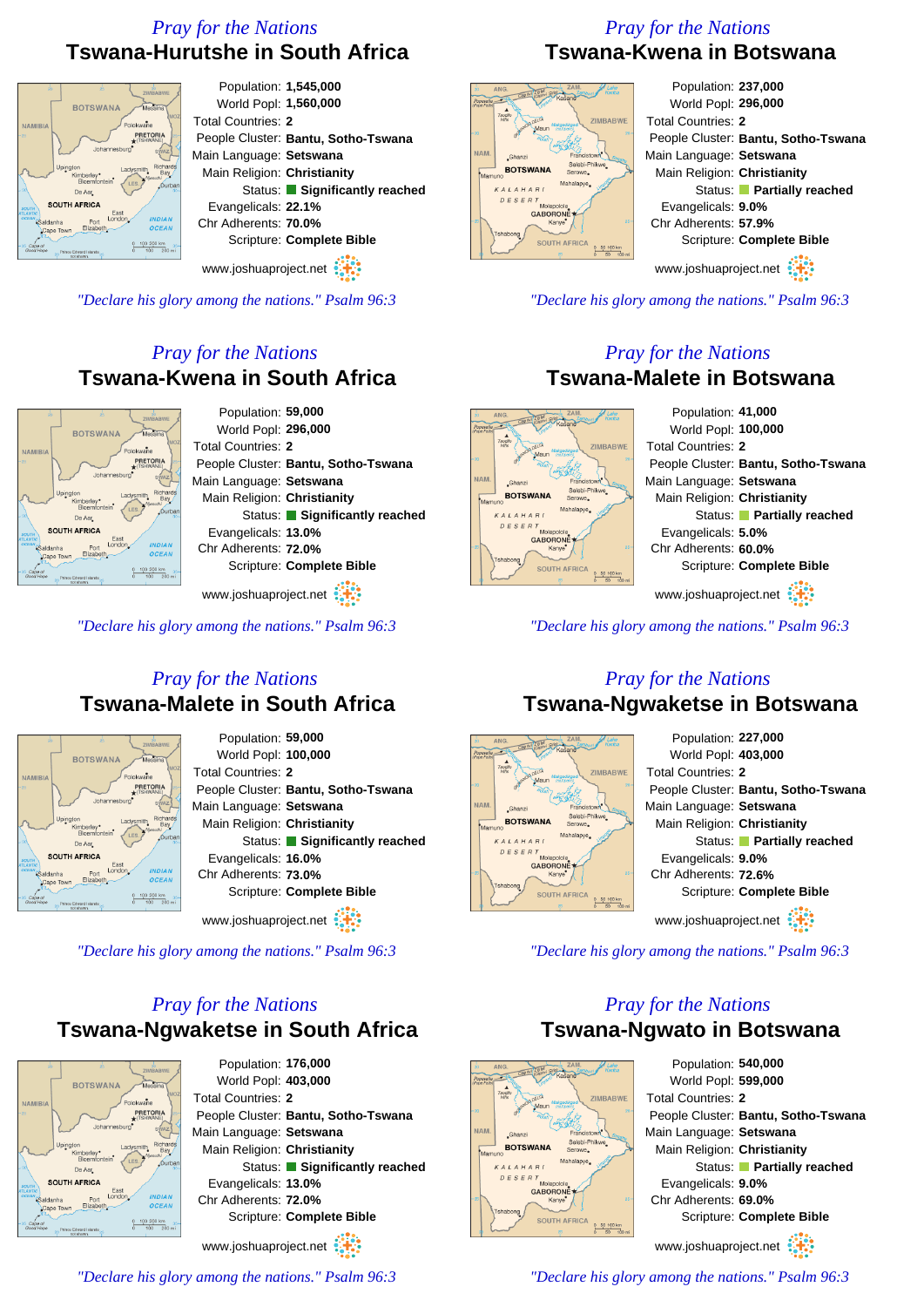*Pray for the Nations*

## Tswana-Hurutshe in South Africa

Population: **1,545,000**
World Popl: **1,560,000**
Total Countries: **2**
People Cluster: **Bantu, Sotho-Tswana**
Main Language: **Setswana**
Main Religion: **Christianity**
Status: **Significantly reached**
Evangelicals: **22.1%**
Chr Adherents: **70.0%**
Scripture: **Complete Bible**

www.joshuaproject.net

*"Declare his glory among the nations." Psalm 96:3*

*Pray for the Nations*

## Tswana-Kwena in Botswana

Population: **237,000**
World Popl: **296,000**
Total Countries: **2**
People Cluster: **Bantu, Sotho-Tswana**
Main Language: **Setswana**
Main Religion: **Christianity**
Status: **Partially reached**
Evangelicals: **9.0%**
Chr Adherents: **57.9%**
Scripture: **Complete Bible**

www.joshuaproject.net

*"Declare his glory among the nations." Psalm 96:3*

*Pray for the Nations*

## Tswana-Kwena in South Africa

Population: **59,000**
World Popl: **296,000**
Total Countries: **2**
People Cluster: **Bantu, Sotho-Tswana**
Main Language: **Setswana**
Main Religion: **Christianity**
Status: **Significantly reached**
Evangelicals: **13.0%**
Chr Adherents: **72.0%**
Scripture: **Complete Bible**

www.joshuaproject.net

*"Declare his glory among the nations." Psalm 96:3*

*Pray for the Nations*

## Tswana-Malete in Botswana

Population: **41,000**
World Popl: **100,000**
Total Countries: **2**
People Cluster: **Bantu, Sotho-Tswana**
Main Language: **Setswana**
Main Religion: **Christianity**
Status: **Partially reached**
Evangelicals: **5.0%**
Chr Adherents: **60.0%**
Scripture: **Complete Bible**

www.joshuaproject.net

*"Declare his glory among the nations." Psalm 96:3*

*Pray for the Nations*

## Tswana-Malete in South Africa

Population: **59,000**
World Popl: **100,000**
Total Countries: **2**
People Cluster: **Bantu, Sotho-Tswana**
Main Language: **Setswana**
Main Religion: **Christianity**
Status: **Significantly reached**
Evangelicals: **16.0%**
Chr Adherents: **73.0%**
Scripture: **Complete Bible**

www.joshuaproject.net

*"Declare his glory among the nations." Psalm 96:3*

*Pray for the Nations*

## Tswana-Ngwaketse in Botswana

Population: **227,000**
World Popl: **403,000**
Total Countries: **2**
People Cluster: **Bantu, Sotho-Tswana**
Main Language: **Setswana**
Main Religion: **Christianity**
Status: **Partially reached**
Evangelicals: **9.0%**
Chr Adherents: **72.6%**
Scripture: **Complete Bible**

www.joshuaproject.net

*"Declare his glory among the nations." Psalm 96:3*

*Pray for the Nations*

## Tswana-Ngwaketse in South Africa

Population: **176,000**
World Popl: **403,000**
Total Countries: **2**
People Cluster: **Bantu, Sotho-Tswana**
Main Language: **Setswana**
Main Religion: **Christianity**
Status: **Significantly reached**
Evangelicals: **13.0%**
Chr Adherents: **72.0%**
Scripture: **Complete Bible**

www.joshuaproject.net

*"Declare his glory among the nations." Psalm 96:3*

*Pray for the Nations*

## Tswana-Ngwato in Botswana

Population: **540,000**
World Popl: **599,000**
Total Countries: **2**
People Cluster: **Bantu, Sotho-Tswana**
Main Language: **Setswana**
Main Religion: **Christianity**
Status: **Partially reached**
Evangelicals: **9.0%**
Chr Adherents: **69.0%**
Scripture: **Complete Bible**

www.joshuaproject.net

*"Declare his glory among the nations." Psalm 96:3*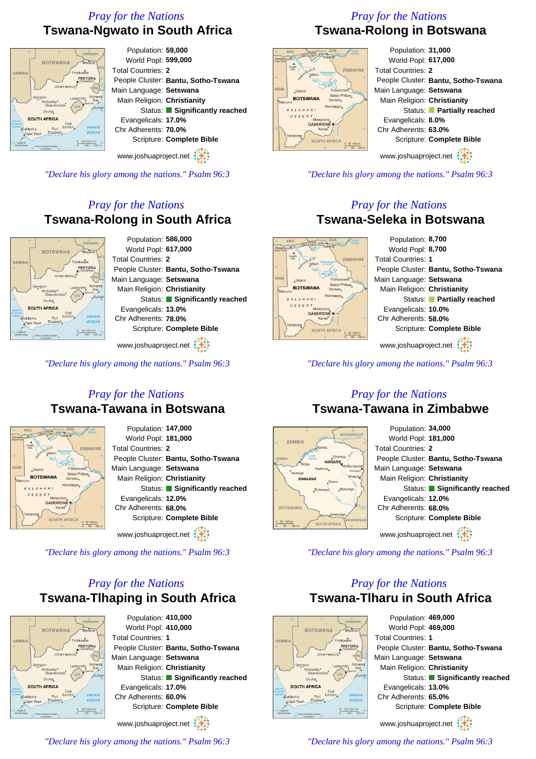*Pray for the Nations*

## Tswana-Ngwato in South Africa

Population: **59,000**
World Popl: **599,000**
Total Countries: **2**
People Cluster: **Bantu, Sotho-Tswana**
Main Language: **Setswana**
Main Religion: **Christianity**
Status: **Significantly reached**
Evangelicals: **17.0%**
Chr Adherents: **70.0%**
Scripture: **Complete Bible**

www.joshuaproject.net

*"Declare his glory among the nations." Psalm 96:3*

*Pray for the Nations*

## Tswana-Rolong in Botswana

Population: **31,000**
World Popl: **617,000**
Total Countries: **2**
People Cluster: **Bantu, Sotho-Tswana**
Main Language: **Setswana**
Main Religion: **Christianity**
Status: **Partially reached**
Evangelicals: **8.0%**
Chr Adherents: **63.0%**
Scripture: **Complete Bible**

www.joshuaproject.net

*"Declare his glory among the nations." Psalm 96:3*

*Pray for the Nations*

## Tswana-Rolong in South Africa

Population: **586,000**
World Popl: **617,000**
Total Countries: **2**
People Cluster: **Bantu, Sotho-Tswana**
Main Language: **Setswana**
Main Religion: **Christianity**
Status: **Significantly reached**
Evangelicals: **13.0%**
Chr Adherents: **78.0%**
Scripture: **Complete Bible**

www.joshuaproject.net

*"Declare his glory among the nations." Psalm 96:3*

*Pray for the Nations*

## Tswana-Seleka in Botswana

Population: **8,700**
World Popl: **8,700**
Total Countries: **1**
People Cluster: **Bantu, Sotho-Tswana**
Main Language: **Setswana**
Main Religion: **Christianity**
Status: **Partially reached**
Evangelicals: **10.0%**
Chr Adherents: **58.0%**
Scripture: **Complete Bible**

www.joshuaproject.net

*"Declare his glory among the nations." Psalm 96:3*

*Pray for the Nations*

## Tswana-Tawana in Botswana

Population: **147,000**
World Popl: **181,000**
Total Countries: **2**
People Cluster: **Bantu, Sotho-Tswana**
Main Language: **Setswana**
Main Religion: **Christianity**
Status: **Significantly reached**
Evangelicals: **12.0%**
Chr Adherents: **68.0%**
Scripture: **Complete Bible**

www.joshuaproject.net

*"Declare his glory among the nations." Psalm 96:3*

*Pray for the Nations*

## Tswana-Tawana in Zimbabwe

Population: **34,000**
World Popl: **181,000**
Total Countries: **2**
People Cluster: **Bantu, Sotho-Tswana**
Main Language: **Setswana**
Main Religion: **Christianity**
Status: **Significantly reached**
Evangelicals: **12.0%**
Chr Adherents: **68.0%**
Scripture: **Complete Bible**

www.joshuaproject.net

*"Declare his glory among the nations." Psalm 96:3*

*Pray for the Nations*

## Tswana-Tlhaping in South Africa

Population: **410,000**
World Popl: **410,000**
Total Countries: **1**
People Cluster: **Bantu, Sotho-Tswana**
Main Language: **Setswana**
Main Religion: **Christianity**
Status: **Significantly reached**
Evangelicals: **17.0%**
Chr Adherents: **60.0%**
Scripture: **Complete Bible**

www.joshuaproject.net

*"Declare his glory among the nations." Psalm 96:3*

*Pray for the Nations*

## Tswana-Tlharu in South Africa

Population: **469,000**
World Popl: **469,000**
Total Countries: **1**
People Cluster: **Bantu, Sotho-Tswana**
Main Language: **Setswana**
Main Religion: **Christianity**
Status: **Significantly reached**
Evangelicals: **13.0%**
Chr Adherents: **65.0%**
Scripture: **Complete Bible**

www.joshuaproject.net

*"Declare his glory among the nations." Psalm 96:3*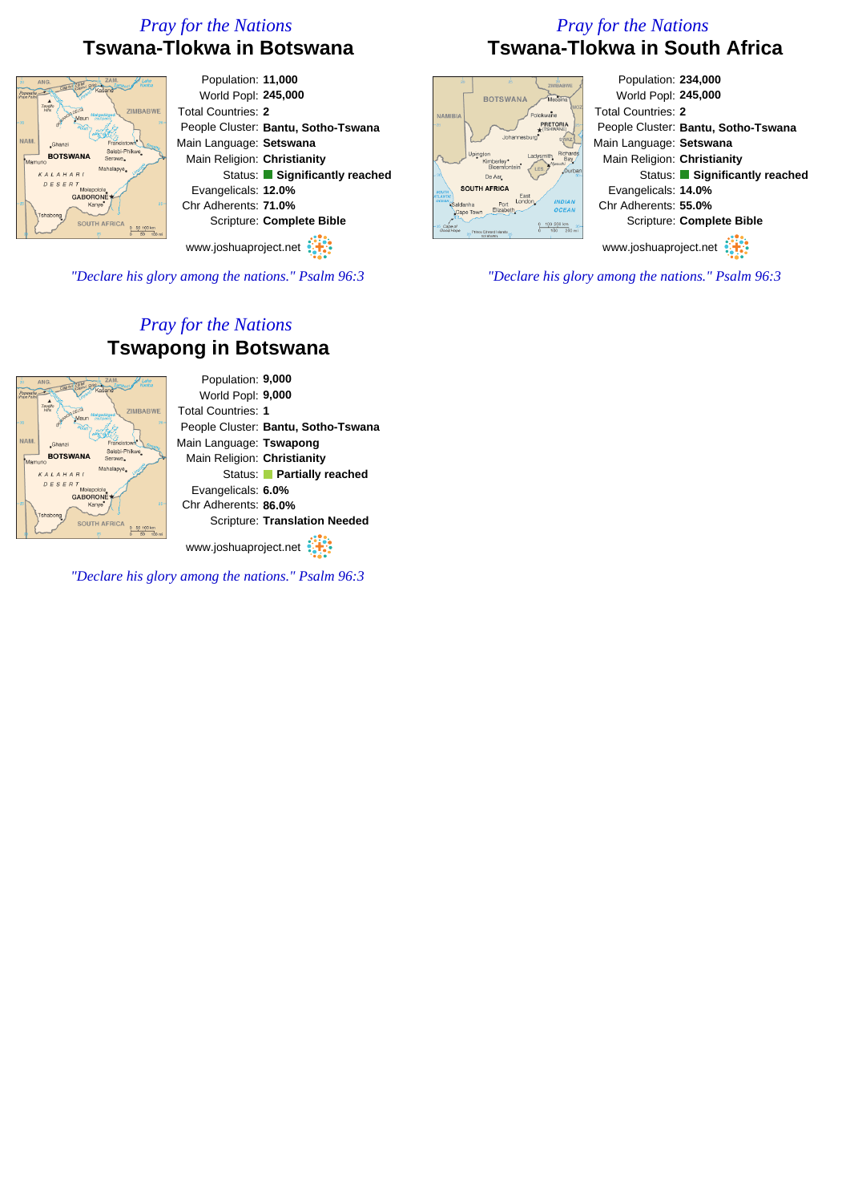*Pray for the Nations*

## Tswana-Tlokwa in Botswana

Population: **11,000**
World Popl: **245,000**
Total Countries: **2**
People Cluster: **Bantu, Sotho-Tswana**
Main Language: **Setswana**
Main Religion: **Christianity**
Status: **Significantly reached**
Evangelicals: **12.0%**
Chr Adherents: **71.0%**
Scripture: **Complete Bible**

www.joshuaproject.net

*"Declare his glory among the nations." Psalm 96:3*

*Pray for the Nations*

## Tswana-Tlokwa in South Africa

Population: **234,000**
World Popl: **245,000**
Total Countries: **2**
People Cluster: **Bantu, Sotho-Tswana**
Main Language: **Setswana**
Main Religion: **Christianity**
Status: **Significantly reached**
Evangelicals: **14.0%**
Chr Adherents: **55.0%**
Scripture: **Complete Bible**

www.joshuaproject.net

*"Declare his glory among the nations." Psalm 96:3*

*Pray for the Nations*

## Tswapong in Botswana

Population: **9,000**
World Popl: **9,000**
Total Countries: **1**
People Cluster: **Bantu, Sotho-Tswana**
Main Language: **Tswapong**
Main Religion: **Christianity**
Status: **Partially reached**
Evangelicals: **6.0%**
Chr Adherents: **86.0%**
Scripture: **Translation Needed**

www.joshuaproject.net

*"Declare his glory among the nations." Psalm 96:3*